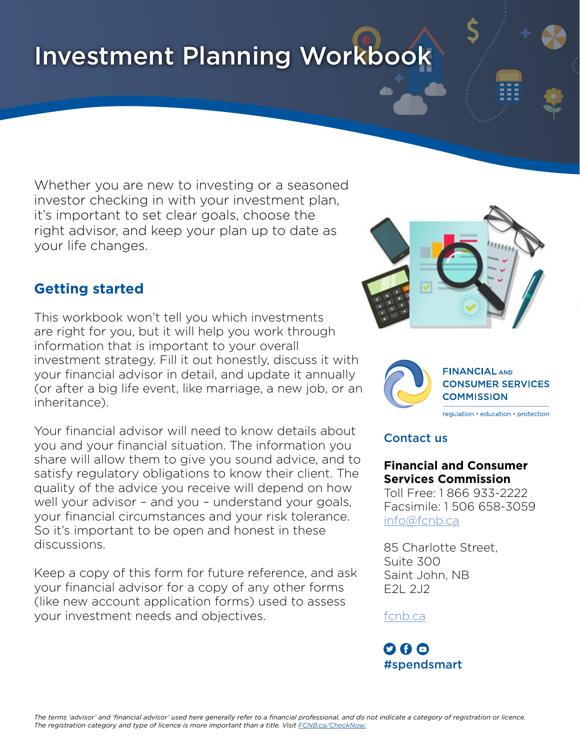# Investment Planning Workbook

Whether you are new to investing or a seasoned investor checking in with your investment plan, it's important to set clear goals, choose the right advisor, and keep your plan up to date as your life changes.

## Getting started

This workbook won't tell you which investments are right for you, but it will help you work through information that is important to your overall investment strategy. Fill it out honestly, discuss it with your financial advisor in detail, and update it annually (or after a big life event, like marriage, a new job, or an inheritance).

Your financial advisor will need to know details about you and your financial situation. The information you share will allow them to give you sound advice, and to satisfy regulatory obligations to know their client. The quality of the advice you receive will depend on how well your advisor – and you – understand your goals, your financial circumstances and your risk tolerance. So it's important to be open and honest in these discussions.

Keep a copy of this form for future reference, and ask your financial advisor for a copy of any other forms (like new account application forms) used to assess your investment needs and objectives.

FINANCIAL AND CONSUMER SERVICES COMMISSION

regulation • education • protection

## Contact us

**Financial and Consumer Services Commission**
Toll Free: 1 866 933-2222
Facsimile: 1 506 658-3059
info@fcnb.ca

85 Charlotte Street,
Suite 300
Saint John, NB
E2L 2J2

fcnb.ca

#spendsmart

*The terms 'advisor' and 'financial advisor' used here generally refer to a financial professional, and do not indicate a category of registration or licence. The registration category and type of licence is more important than a title. Visit FCNB.ca/CheckNow.*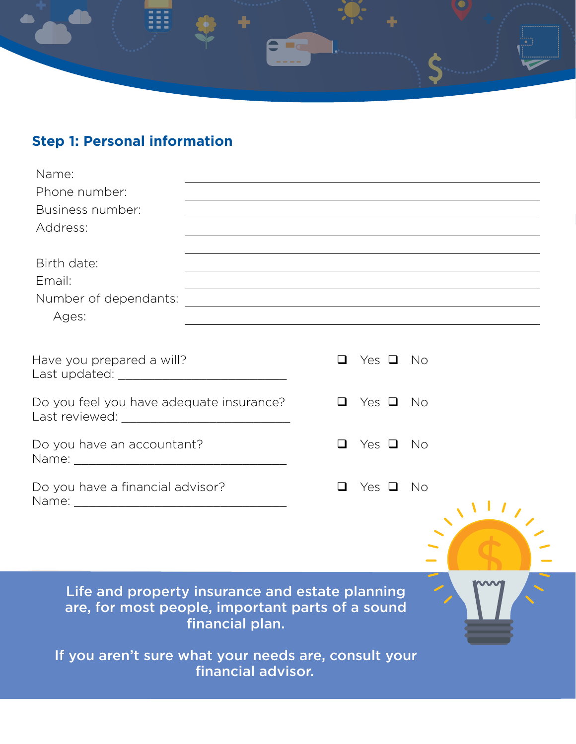## Step 1: Personal information

Name: ______________________________

Phone number: ______________________________

Business number: ______________________________

Address: ______________________________

______________________________

Birth date: ______________________________

Email: ______________________________

Number of dependants: ______________________________

Ages: ______________________________

Have you prepared a will? ❑ Yes ❑ No
Last updated: ______________________________

Do you feel you have adequate insurance? ❑ Yes ❑ No
Last reviewed: ______________________________

Do you have an accountant? ❑ Yes ❑ No
Name: ______________________________

Do you have a financial advisor? ❑ Yes ❑ No
Name: ______________________________

**Life and property insurance and estate planning are, for most people, important parts of a sound financial plan.**

**If you aren't sure what your needs are, consult your financial advisor.**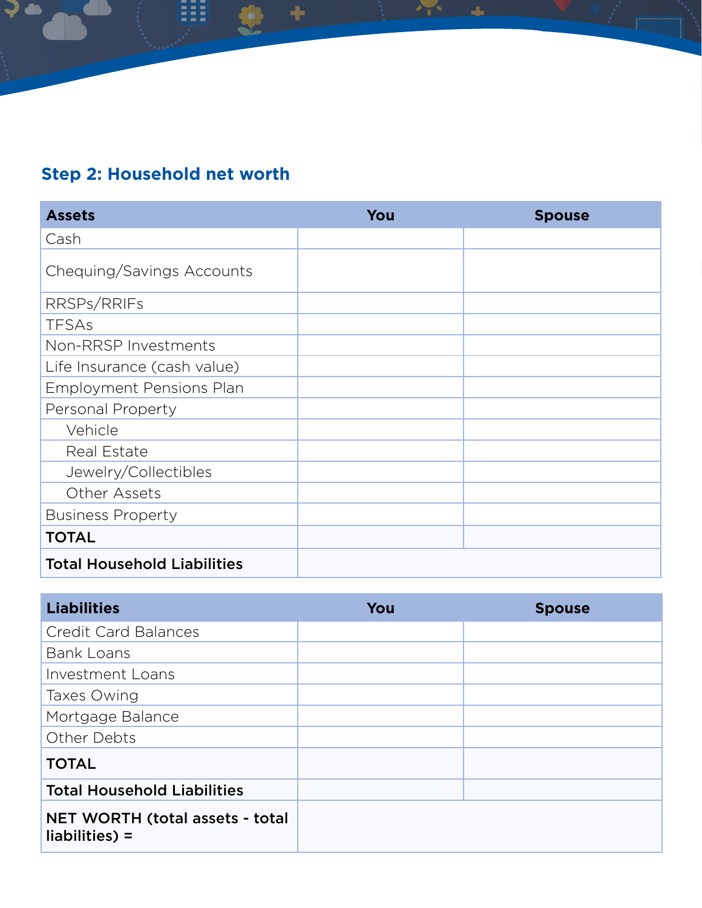## Step 2: Household net worth

| Assets | You | Spouse |
|---|---|---|
| Cash | | |
| Chequing/Savings Accounts | | |
| RRSPs/RRIFs | | |
| TFSAs | | |
| Non-RRSP Investments | | |
| Life Insurance (cash value) | | |
| Employment Pensions Plan | | |
| Personal Property | | |
| Vehicle | | |
| Real Estate | | |
| Jewelry/Collectibles | | |
| Other Assets | | |
| Business Property | | |
| **TOTAL** | | |
| **Total Household Liabilities** | | |

| Liabilities | You | Spouse |
|---|---|---|
| Credit Card Balances | | |
| Bank Loans | | |
| Investment Loans | | |
| Taxes Owing | | |
| Mortgage Balance | | |
| Other Debts | | |
| **TOTAL** | | |
| **Total Household Liabilities** | | |
| **NET WORTH (total assets - total liabilities) =** | | |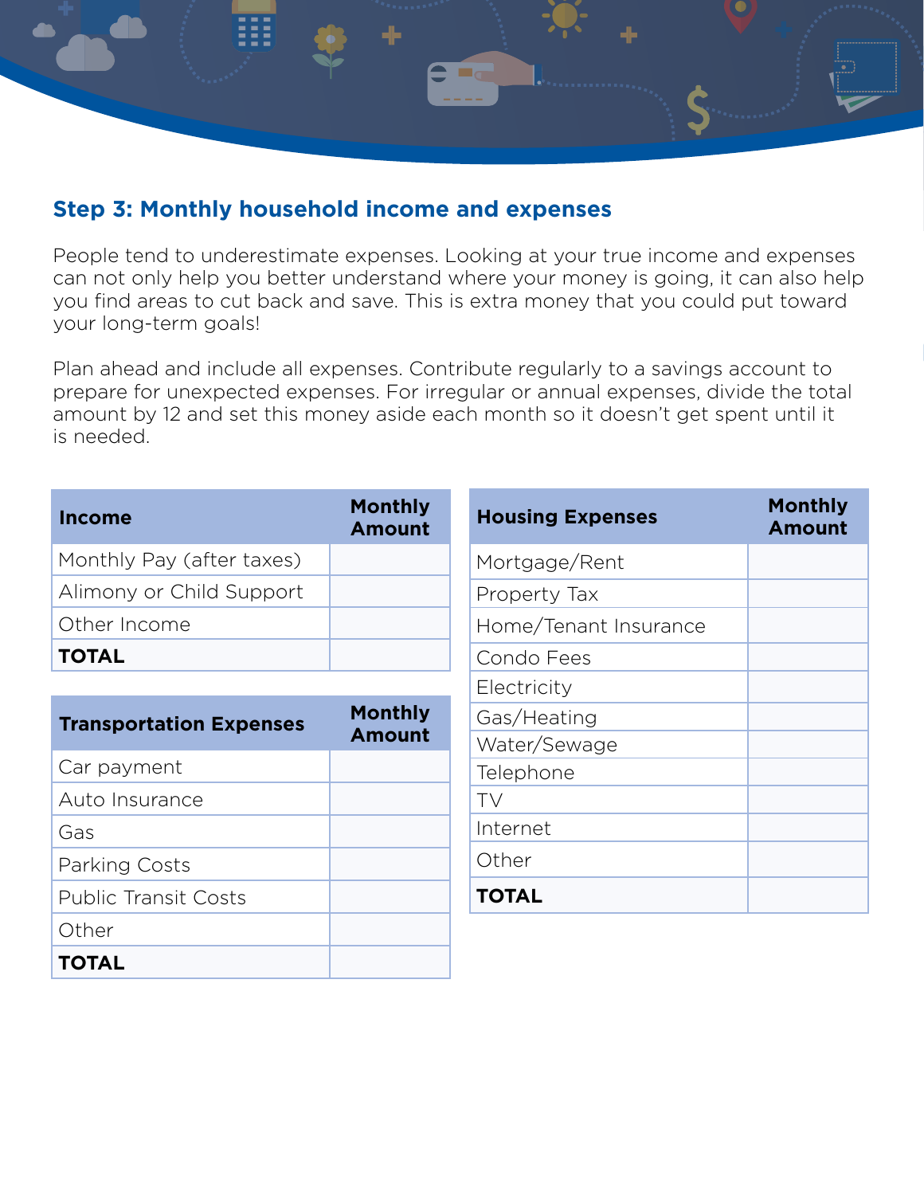## Step 3: Monthly household income and expenses

People tend to underestimate expenses. Looking at your true income and expenses can not only help you better understand where your money is going, it can also help you find areas to cut back and save. This is extra money that you could put toward your long-term goals!

Plan ahead and include all expenses. Contribute regularly to a savings account to prepare for unexpected expenses. For irregular or annual expenses, divide the total amount by 12 and set this money aside each month so it doesn't get spent until it is needed.

| Income | Monthly Amount |
| --- | --- |
| Monthly Pay (after taxes) | |
| Alimony or Child Support | |
| Other Income | |
| **TOTAL** | |

| Transportation Expenses | Monthly Amount |
| --- | --- |
| Car payment | |
| Auto Insurance | |
| Gas | |
| Parking Costs | |
| Public Transit Costs | |
| Other | |
| **TOTAL** | |

| Housing Expenses | Monthly Amount |
| --- | --- |
| Mortgage/Rent | |
| Property Tax | |
| Home/Tenant Insurance | |
| Condo Fees | |
| Electricity | |
| Gas/Heating | |
| Water/Sewage | |
| Telephone | |
| TV | |
| Internet | |
| Other | |
| **TOTAL** | |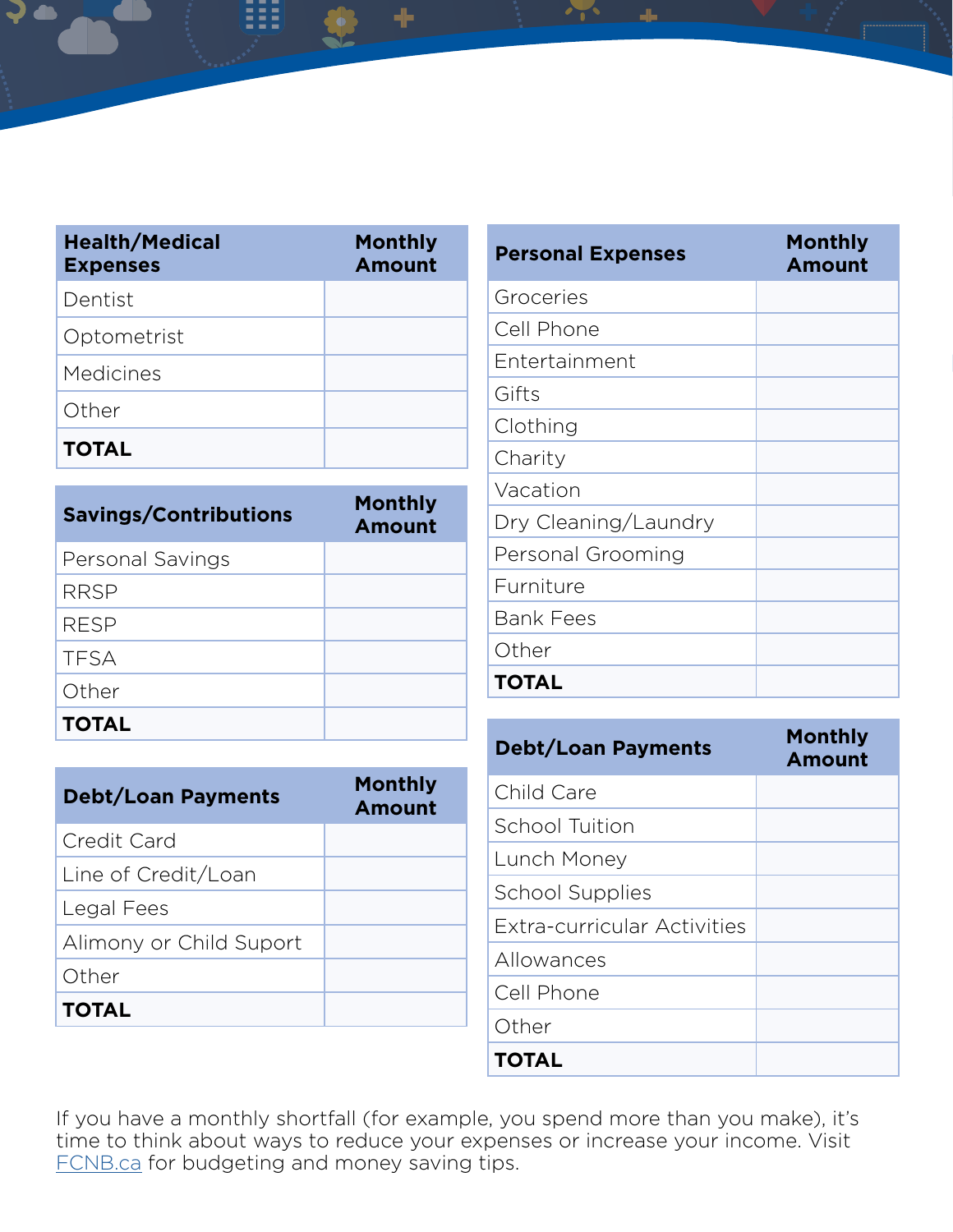| Health/Medical Expenses | Monthly Amount |
|---|---|
| Dentist | |
| Optometrist | |
| Medicines | |
| Other | |
| **TOTAL** | |

| Savings/Contributions | Monthly Amount |
|---|---|
| Personal Savings | |
| RRSP | |
| RESP | |
| TFSA | |
| Other | |
| **TOTAL** | |

| Debt/Loan Payments | Monthly Amount |
|---|---|
| Credit Card | |
| Line of Credit/Loan | |
| Legal Fees | |
| Alimony or Child Suport | |
| Other | |
| **TOTAL** | |

| Personal Expenses | Monthly Amount |
|---|---|
| Groceries | |
| Cell Phone | |
| Entertainment | |
| Gifts | |
| Clothing | |
| Charity | |
| Vacation | |
| Dry Cleaning/Laundry | |
| Personal Grooming | |
| Furniture | |
| Bank Fees | |
| Other | |
| **TOTAL** | |

| Debt/Loan Payments | Monthly Amount |
|---|---|
| Child Care | |
| School Tuition | |
| Lunch Money | |
| School Supplies | |
| Extra-curricular Activities | |
| Allowances | |
| Cell Phone | |
| Other | |
| **TOTAL** | |

If you have a monthly shortfall (for example, you spend more than you make), it's time to think about ways to reduce your expenses or increase your income. Visit [FCNB.ca](FCNB.ca) for budgeting and money saving tips.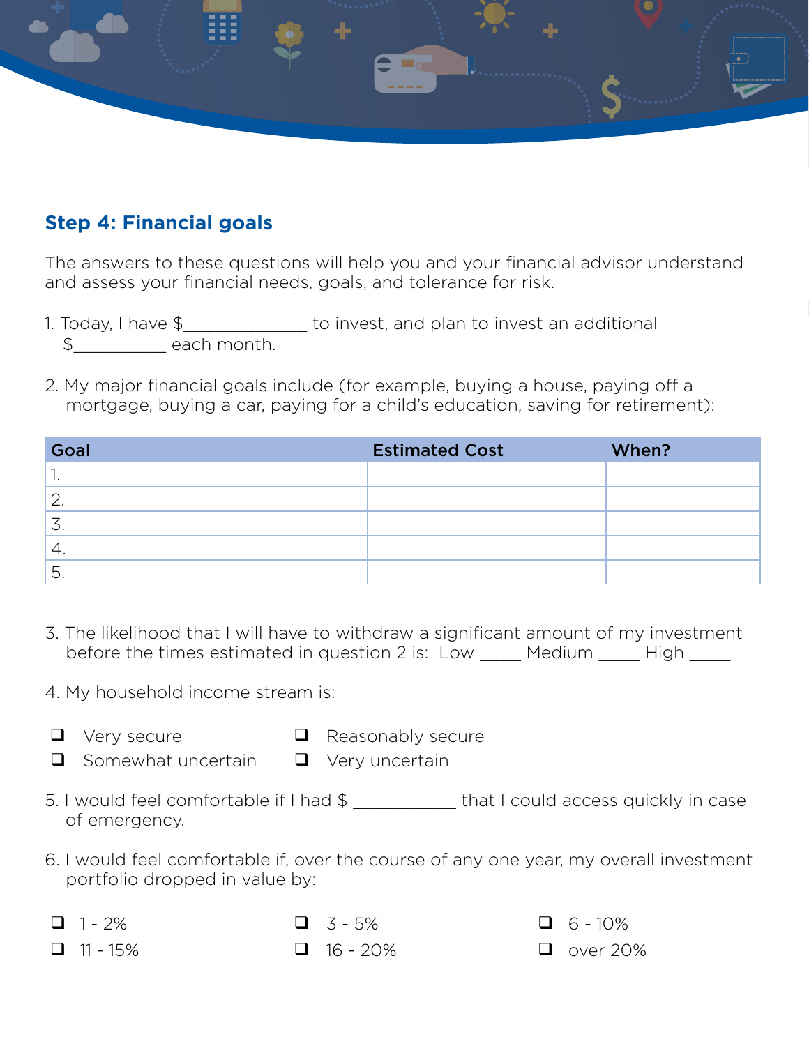## Step 4: Financial goals

The answers to these questions will help you and your financial advisor understand and assess your financial needs, goals, and tolerance for risk.

1. Today, I have $______________ to invest, and plan to invest an additional $___________ each month.

2. My major financial goals include (for example, buying a house, paying off a mortgage, buying a car, paying for a child's education, saving for retirement):

| Goal | Estimated Cost | When? |
|---|---|---|
| 1. | | |
| 2. | | |
| 3. | | |
| 4. | | |
| 5. | | |

3. The likelihood that I will have to withdraw a significant amount of my investment before the times estimated in question 2 is: Low _____ Medium _____ High _____

4. My household income stream is:

- ❑ Very secure
- ❑ Reasonably secure
- ❑ Somewhat uncertain
- ❑ Very uncertain

5. I would feel comfortable if I had $ ___________ that I could access quickly in case of emergency.

6. I would feel comfortable if, over the course of any one year, my overall investment portfolio dropped in value by:

- ❑ 1 - 2%
- ❑ 3 - 5%
- ❑ 6 - 10%
- ❑ 11 - 15%
- ❑ 16 - 20%
- ❑ over 20%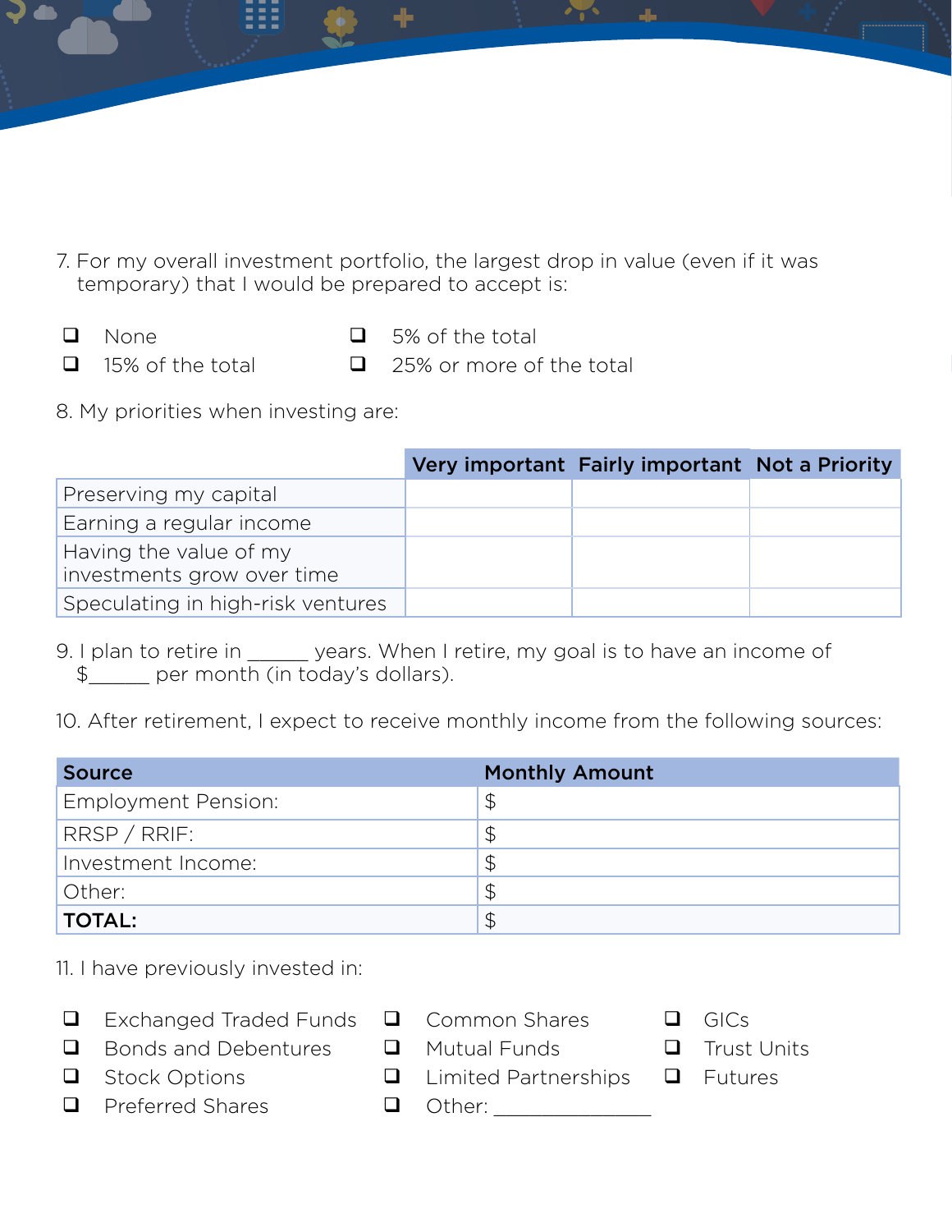7. For my overall investment portfolio, the largest drop in value (even if it was temporary) that I would be prepared to accept is:

- ❑ None
- ❑ 5% of the total
- ❑ 15% of the total
- ❑ 25% or more of the total

8. My priorities when investing are:

| | Very important | Fairly important | Not a Priority |
|---|---|---|---|
| Preserving my capital | | | |
| Earning a regular income | | | |
| Having the value of my investments grow over time | | | |
| Speculating in high-risk ventures | | | |

9. I plan to retire in ______ years. When I retire, my goal is to have an income of $______ per month (in today's dollars).

10. After retirement, I expect to receive monthly income from the following sources:

| Source | Monthly Amount |
|---|---|
| Employment Pension: | $ |
| RRSP / RRIF: | $ |
| Investment Income: | $ |
| Other: | $ |
| **TOTAL:** | $ |

11. I have previously invested in:

- ❑ Exchanged Traded Funds
- ❑ Bonds and Debentures
- ❑ Stock Options
- ❑ Preferred Shares
- ❑ Common Shares
- ❑ Mutual Funds
- ❑ Limited Partnerships
- ❑ Other: _______________
- ❑ GICs
- ❑ Trust Units
- ❑ Futures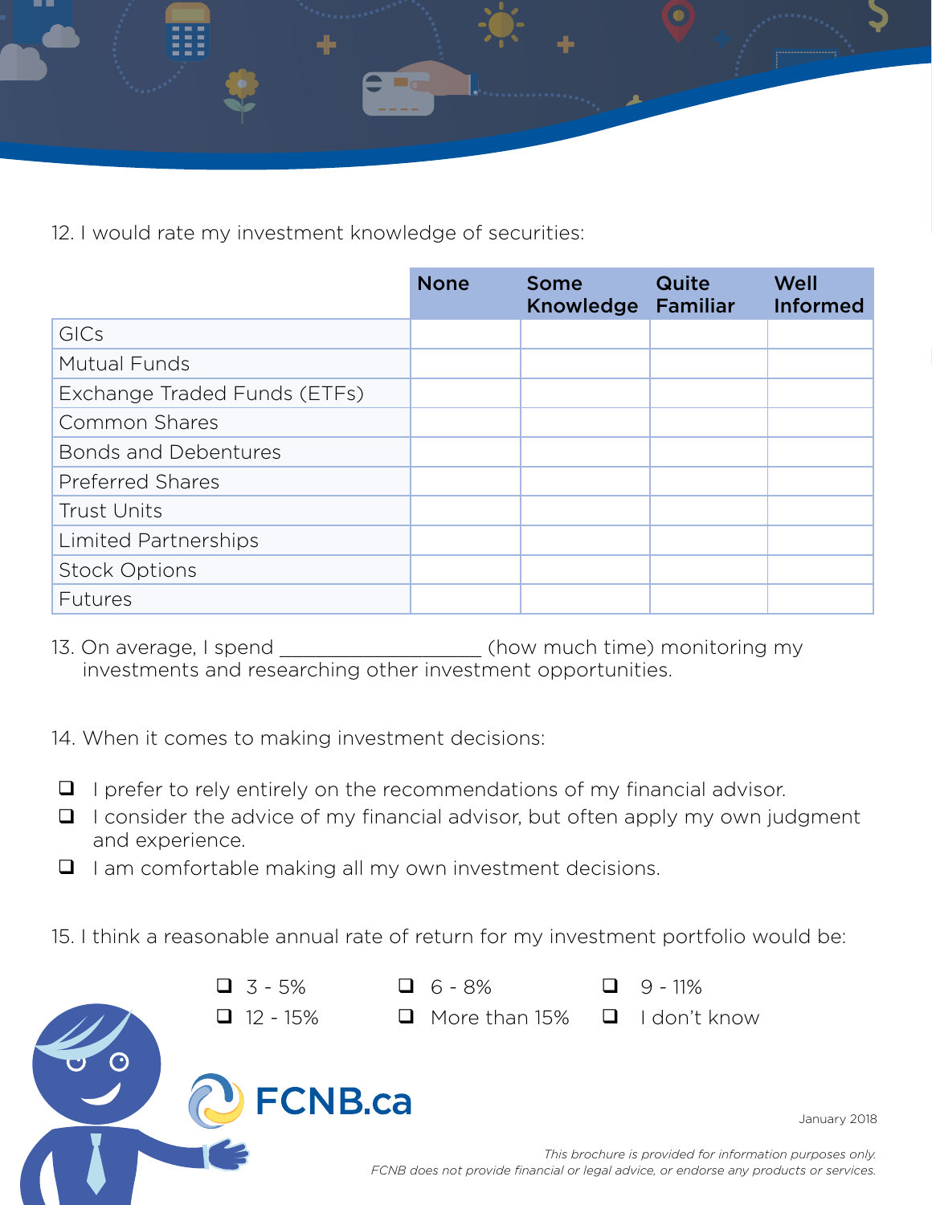12. I would rate my investment knowledge of securities:

| | None | Some Knowledge | Quite Familiar | Well Informed |
|---|---|---|---|---|
| GICs | | | | |
| Mutual Funds | | | | |
| Exchange Traded Funds (ETFs) | | | | |
| Common Shares | | | | |
| Bonds and Debentures | | | | |
| Preferred Shares | | | | |
| Trust Units | | | | |
| Limited Partnerships | | | | |
| Stock Options | | | | |
| Futures | | | | |

13. On average, I spend ____________________ (how much time) monitoring my investments and researching other investment opportunities.

14. When it comes to making investment decisions:

- ❑ I prefer to rely entirely on the recommendations of my financial advisor.
- ❑ I consider the advice of my financial advisor, but often apply my own judgment and experience.
- ❑ I am comfortable making all my own investment decisions.

15. I think a reasonable annual rate of return for my investment portfolio would be:

❑ 3 - 5% ❑ 6 - 8% ❑ 9 - 11%

❑ 12 - 15% ❑ More than 15% ❑ I don't know

FCNB.ca

January 2018

*This brochure is provided for information purposes only.*
*FCNB does not provide financial or legal advice, or endorse any products or services.*